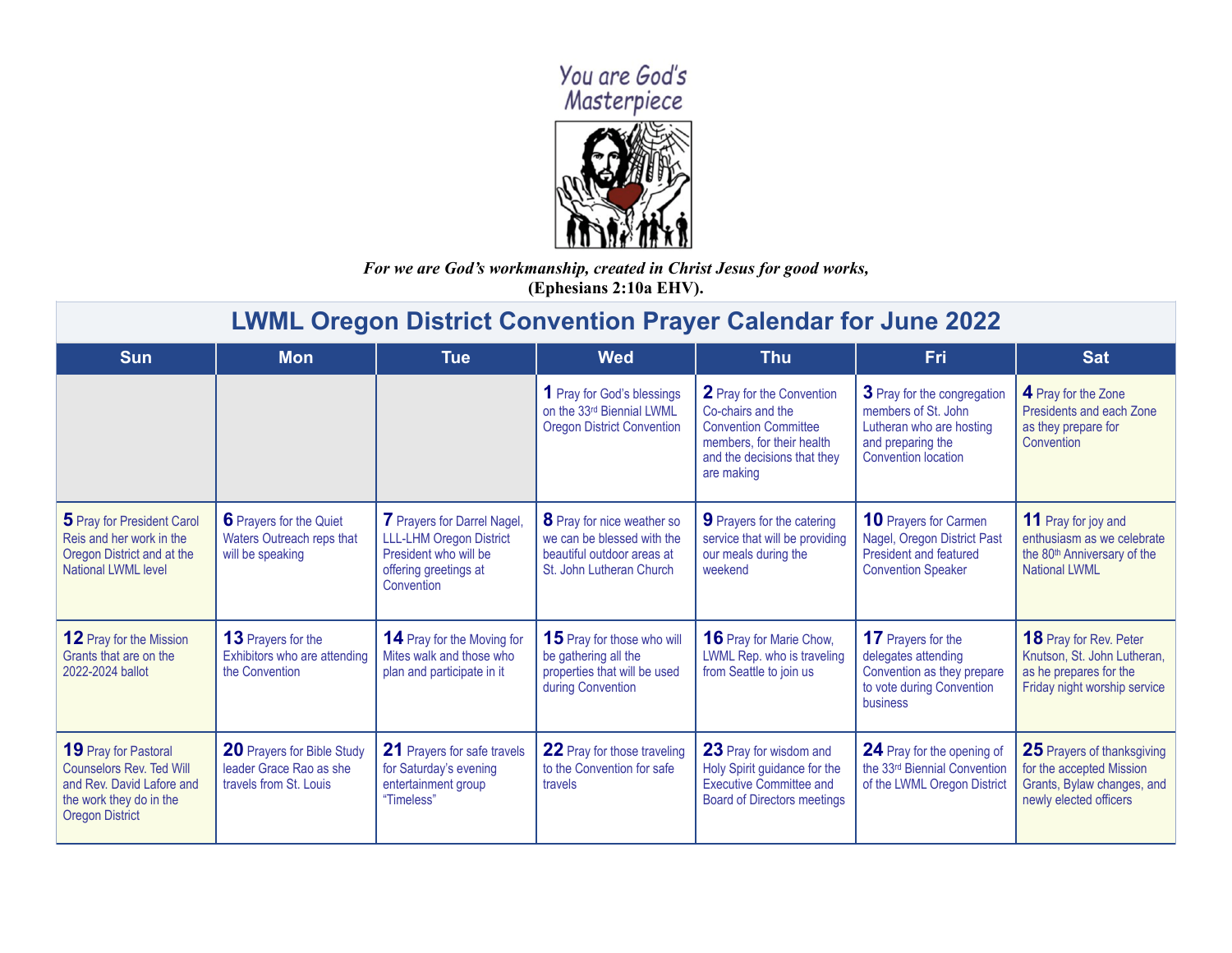You are God's Masterpiece

*For we are God's workmanship, created in Christ Jesus for good works,*
**(Ephesians 2:10a EHV).**

## LWML Oregon District Convention Prayer Calendar for June 2022

| Sun | Mon | Tue | Wed | Thu | Fri | Sat |
|---|---|---|---|---|---|---|
| | | | **1** Pray for God's blessings on the 33rd Biennial LWML Oregon District Convention | **2** Pray for the Convention Co-chairs and the Convention Committee members, for their health and the decisions that they are making | **3** Pray for the congregation members of St. John Lutheran who are hosting and preparing the Convention location | **4** Pray for the Zone Presidents and each Zone as they prepare for Convention |
| **5** Pray for President Carol Reis and her work in the Oregon District and at the National LWML level | **6** Prayers for the Quiet Waters Outreach reps that will be speaking | **7** Prayers for Darrel Nagel, LLL-LHM Oregon District President who will be offering greetings at Convention | **8** Pray for nice weather so we can be blessed with the beautiful outdoor areas at St. John Lutheran Church | **9** Prayers for the catering service that will be providing our meals during the weekend | **10** Prayers for Carmen Nagel, Oregon District Past President and featured Convention Speaker | **11** Pray for joy and enthusiasm as we celebrate the 80th Anniversary of the National LWML |
| **12** Pray for the Mission Grants that are on the 2022-2024 ballot | **13** Prayers for the Exhibitors who are attending the Convention | **14** Pray for the Moving for Mites walk and those who plan and participate in it | **15** Pray for those who will be gathering all the properties that will be used during Convention | **16** Pray for Marie Chow, LWML Rep. who is traveling from Seattle to join us | **17** Prayers for the delegates attending Convention as they prepare to vote during Convention business | **18** Pray for Rev. Peter Knutson, St. John Lutheran, as he prepares for the Friday night worship service |
| **19** Pray for Pastoral Counselors Rev. Ted Will and Rev. David Lafore and the work they do in the Oregon District | **20** Prayers for Bible Study leader Grace Rao as she travels from St. Louis | **21** Prayers for safe travels for Saturday's evening entertainment group "Timeless" | **22** Pray for those traveling to the Convention for safe travels | **23** Pray for wisdom and Holy Spirit guidance for the Executive Committee and Board of Directors meetings | **24** Pray for the opening of the 33rd Biennial Convention of the LWML Oregon District | **25** Prayers of thanksgiving for the accepted Mission Grants, Bylaw changes, and newly elected officers |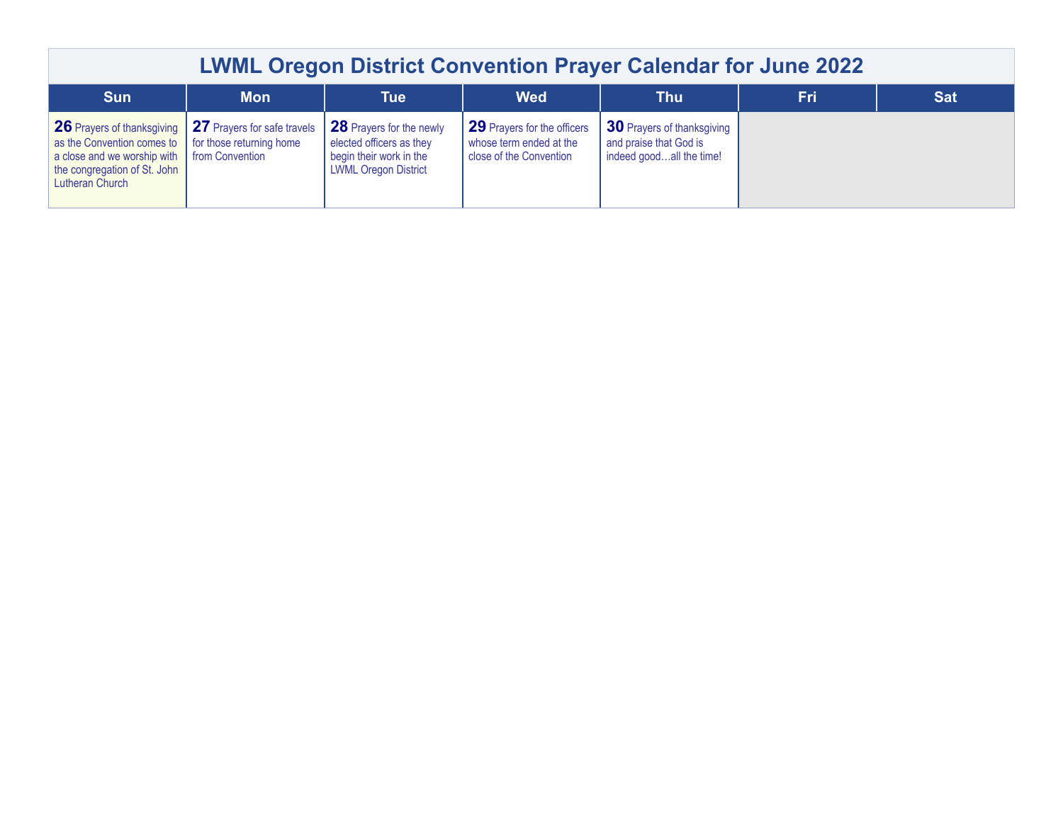# LWML Oregon District Convention Prayer Calendar for June 2022

| Sun | Mon | Tue | Wed | Thu | Fri | Sat |
|---|---|---|---|---|---|---|
| **26** Prayers of thanksgiving as the Convention comes to a close and we worship with the congregation of St. John Lutheran Church | **27** Prayers for safe travels for those returning home from Convention | **28** Prayers for the newly elected officers as they begin their work in the LWML Oregon District | **29** Prayers for the officers whose term ended at the close of the Convention | **30** Prayers of thanksgiving and praise that God is indeed good…all the time! | | |